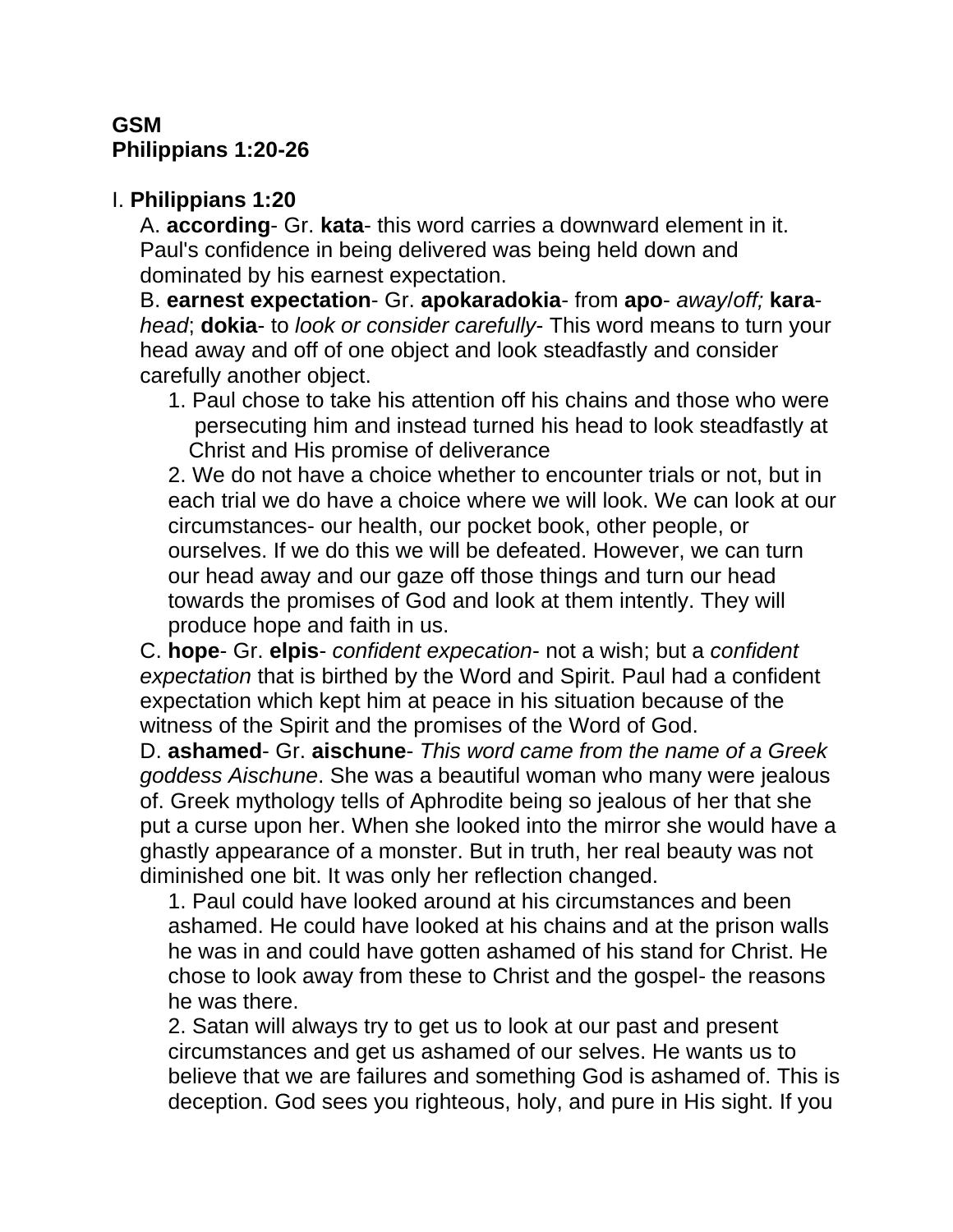**GSM**
**Philippians 1:20-26**

I. **Philippians 1:20**

A. **according**- Gr. **kata**- this word carries a downward element in it. Paul's confidence in being delivered was being held down and dominated by his earnest expectation.

B. **earnest expectation**- Gr. **apokaradokia**- from **apo**- *away/off;* **kara**- *head*; **dokia**- to *look or consider carefully*- This word means to turn your head away and off of one object and look steadfastly and consider carefully another object.

1. Paul chose to take his attention off his chains and those who were persecuting him and instead turned his head to look steadfastly at Christ and His promise of deliverance

2. We do not have a choice whether to encounter trials or not, but in each trial we do have a choice where we will look. We can look at our circumstances- our health, our pocket book, other people, or ourselves. If we do this we will be defeated. However, we can turn our head away and our gaze off those things and turn our head towards the promises of God and look at them intently. They will produce hope and faith in us.

C. **hope**- Gr. **elpis**- *confident expecation*- not a wish; but a *confident expectation* that is birthed by the Word and Spirit. Paul had a confident expectation which kept him at peace in his situation because of the witness of the Spirit and the promises of the Word of God.

D. **ashamed**- Gr. **aischune**- *This word came from the name of a Greek goddess Aischune*. She was a beautiful woman who many were jealous of. Greek mythology tells of Aphrodite being so jealous of her that she put a curse upon her. When she looked into the mirror she would have a ghastly appearance of a monster. But in truth, her real beauty was not diminished one bit. It was only her reflection changed.

1. Paul could have looked around at his circumstances and been ashamed. He could have looked at his chains and at the prison walls he was in and could have gotten ashamed of his stand for Christ. He chose to look away from these to Christ and the gospel- the reasons he was there.

2. Satan will always try to get us to look at our past and present circumstances and get us ashamed of our selves. He wants us to believe that we are failures and something God is ashamed of. This is deception. God sees you righteous, holy, and pure in His sight. If you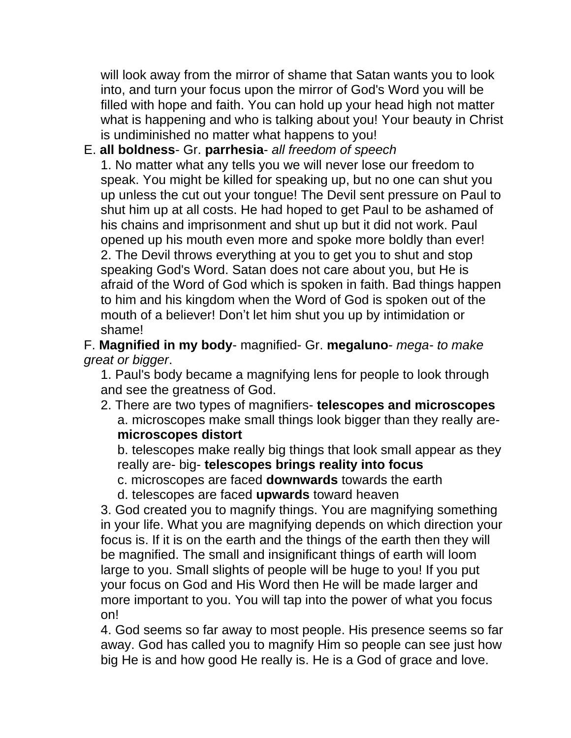will look away from the mirror of shame that Satan wants you to look into, and turn your focus upon the mirror of God's Word you will be filled with hope and faith. You can hold up your head high not matter what is happening and who is talking about you! Your beauty in Christ is undiminished no matter what happens to you!

E. **all boldness**- Gr. **parrhesia**- *all freedom of speech*

1. No matter what any tells you we will never lose our freedom to speak. You might be killed for speaking up, but no one can shut you up unless the cut out your tongue! The Devil sent pressure on Paul to shut him up at all costs. He had hoped to get Paul to be ashamed of his chains and imprisonment and shut up but it did not work. Paul opened up his mouth even more and spoke more boldly than ever!
2. The Devil throws everything at you to get you to shut and stop speaking God's Word. Satan does not care about you, but He is afraid of the Word of God which is spoken in faith. Bad things happen to him and his kingdom when the Word of God is spoken out of the mouth of a believer! Don't let him shut you up by intimidation or shame!

F. **Magnified in my body**- magnified- Gr. **megaluno**- *mega- to make great or bigger*.

1. Paul's body became a magnifying lens for people to look through and see the greatness of God.
2. There are two types of magnifiers- **telescopes and microscopes**
   a. microscopes make small things look bigger than they really are- **microscopes distort**
   b. telescopes make really big things that look small appear as they really are- big- **telescopes brings reality into focus**
   c. microscopes are faced **downwards** towards the earth
   d. telescopes are faced **upwards** toward heaven
3. God created you to magnify things. You are magnifying something in your life. What you are magnifying depends on which direction your focus is. If it is on the earth and the things of the earth then they will be magnified. The small and insignificant things of earth will loom large to you. Small slights of people will be huge to you! If you put your focus on God and His Word then He will be made larger and more important to you. You will tap into the power of what you focus on!
4. God seems so far away to most people. His presence seems so far away. God has called you to magnify Him so people can see just how big He is and how good He really is. He is a God of grace and love.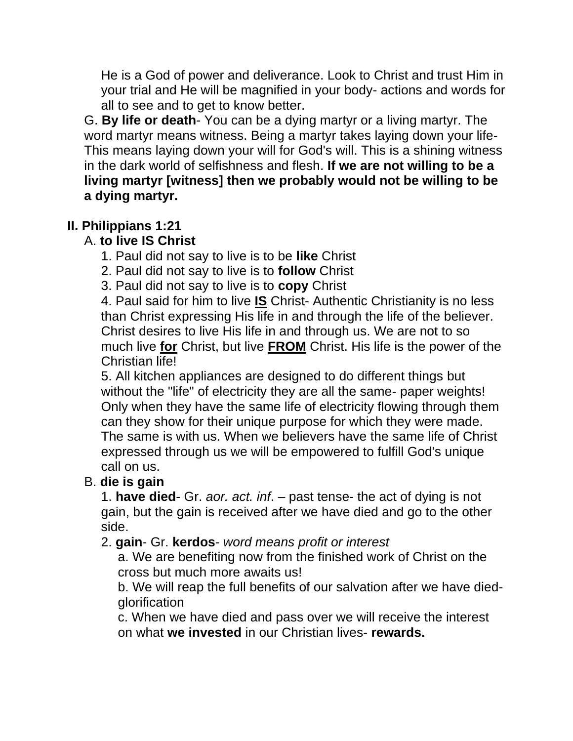He is a God of power and deliverance. Look to Christ and trust Him in your trial and He will be magnified in your body- actions and words for all to see and to get to know better.

G. **By life or death**- You can be a dying martyr or a living martyr. The word martyr means witness. Being a martyr takes laying down your life- This means laying down your will for God's will. This is a shining witness in the dark world of selfishness and flesh. **If we are not willing to be a living martyr [witness] then we probably would not be willing to be a dying martyr.**

## II. Philippians 1:21

A. **to live IS Christ**

1. Paul did not say to live is to be **like** Christ
2. Paul did not say to live is to **follow** Christ
3. Paul did not say to live is to **copy** Christ
4. Paul said for him to live **<u>IS</u>** Christ- Authentic Christianity is no less than Christ expressing His life in and through the life of the believer. Christ desires to live His life in and through us. We are not to so much live **<u>for</u>** Christ, but live **<u>FROM</u>** Christ. His life is the power of the Christian life!
5. All kitchen appliances are designed to do different things but without the "life" of electricity they are all the same- paper weights! Only when they have the same life of electricity flowing through them can they show for their unique purpose for which they were made. The same is with us. When we believers have the same life of Christ expressed through us we will be empowered to fulfill God's unique call on us.

B. **die is gain**

1. **have died**- Gr. *aor. act. inf*. – past tense- the act of dying is not gain, but the gain is received after we have died and go to the other side.
2. **gain**- Gr. **kerdos**- *word means profit or interest*
   a. We are benefiting now from the finished work of Christ on the cross but much more awaits us!
   b. We will reap the full benefits of our salvation after we have died- glorification
   c. When we have died and pass over we will receive the interest on what **we invested** in our Christian lives- **rewards.**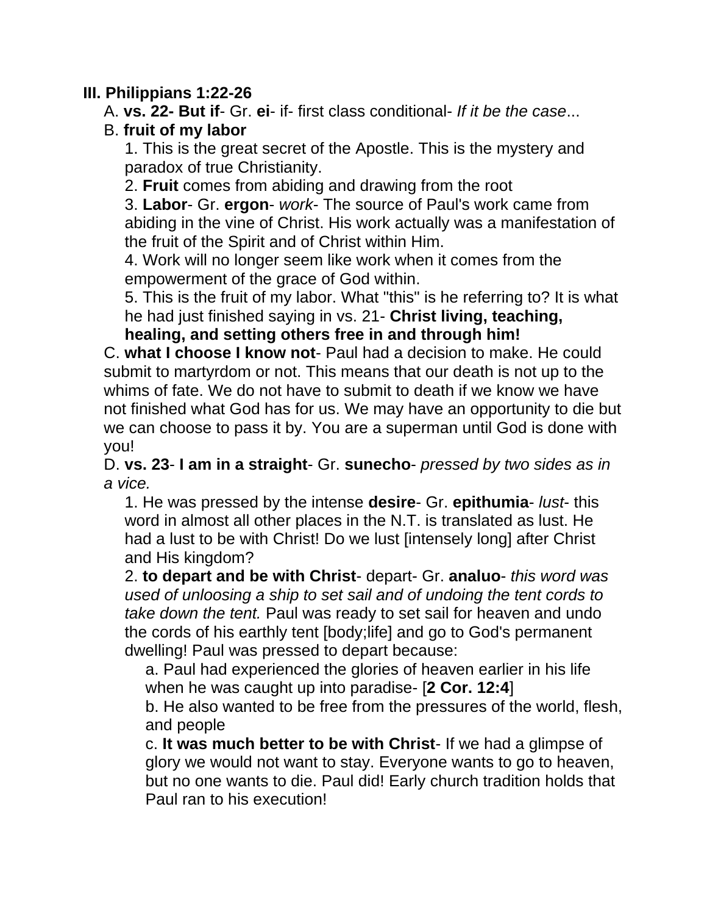**III. Philippians 1:22-26**

A. **vs. 22- But if**- Gr. **ei**- if- first class conditional- *If it be the case*...

B. **fruit of my labor**

1. This is the great secret of the Apostle. This is the mystery and paradox of true Christianity.
2. **Fruit** comes from abiding and drawing from the root
3. **Labor**- Gr. **ergon**- *work*- The source of Paul's work came from abiding in the vine of Christ. His work actually was a manifestation of the fruit of the Spirit and of Christ within Him.
4. Work will no longer seem like work when it comes from the empowerment of the grace of God within.
5. This is the fruit of my labor. What "this" is he referring to? It is what he had just finished saying in vs. 21- **Christ living, teaching, healing, and setting others free in and through him!**

C. **what I choose I know not**- Paul had a decision to make. He could submit to martyrdom or not. This means that our death is not up to the whims of fate. We do not have to submit to death if we know we have not finished what God has for us. We may have an opportunity to die but we can choose to pass it by. You are a superman until God is done with you!

D. **vs. 23**- **I am in a straight**- Gr. **sunecho**- *pressed by two sides as in a vice.*

1. He was pressed by the intense **desire**- Gr. **epithumia**- *lust*- this word in almost all other places in the N.T. is translated as lust. He had a lust to be with Christ! Do we lust [intensely long] after Christ and His kingdom?
2. **to depart and be with Christ**- depart- Gr. **analuo**- *this word was used of unloosing a ship to set sail and of undoing the tent cords to take down the tent.* Paul was ready to set sail for heaven and undo the cords of his earthly tent [body;life] and go to God's permanent dwelling! Paul was pressed to depart because:
   a. Paul had experienced the glories of heaven earlier in his life when he was caught up into paradise- [**2 Cor. 12:4**]
   b. He also wanted to be free from the pressures of the world, flesh, and people
   c. **It was much better to be with Christ**- If we had a glimpse of glory we would not want to stay. Everyone wants to go to heaven, but no one wants to die. Paul did! Early church tradition holds that Paul ran to his execution!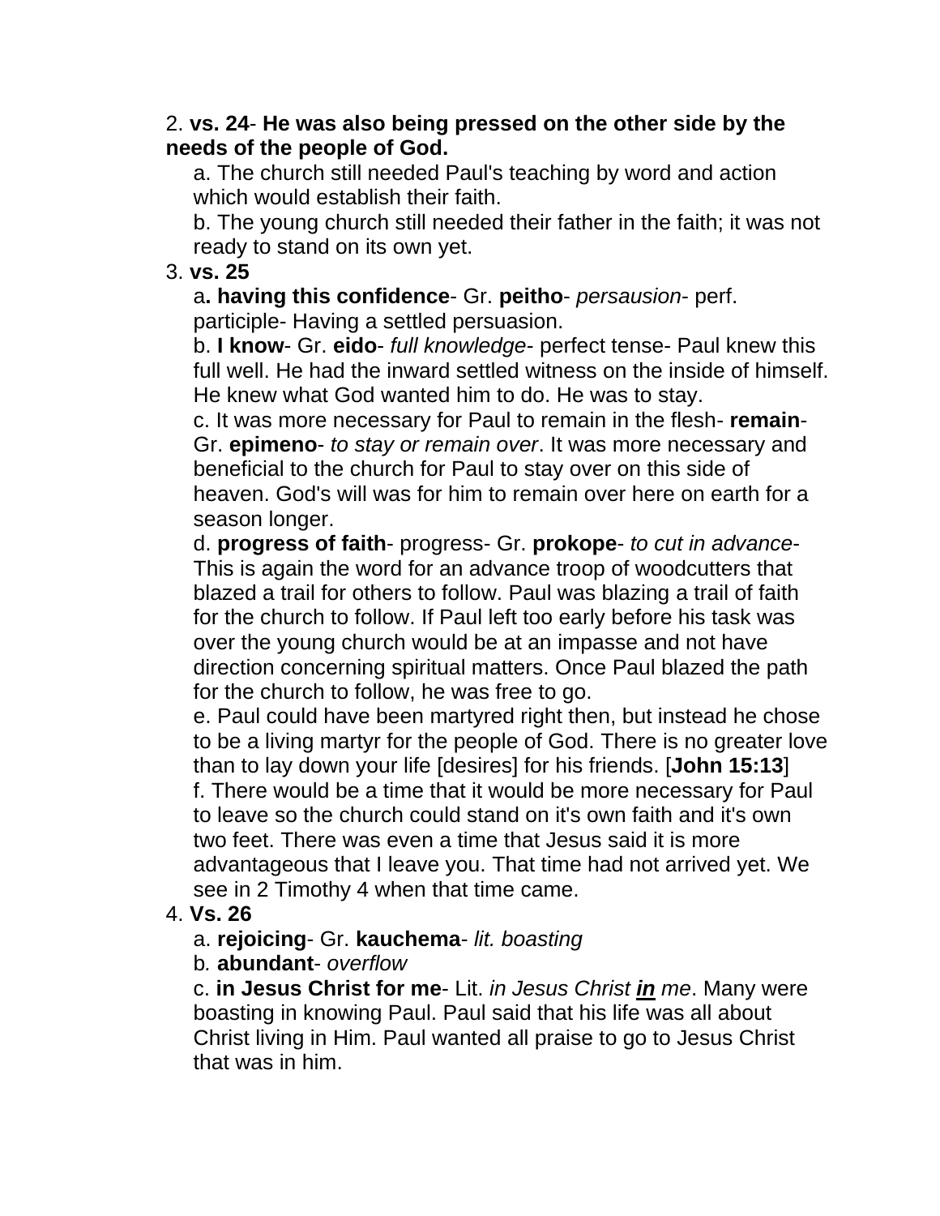2. **vs. 24**- **He was also being pressed on the other side by the needs of the people of God.**

   a. The church still needed Paul's teaching by word and action which would establish their faith.

   b. The young church still needed their father in the faith; it was not ready to stand on its own yet.

3. **vs. 25**

   a**. having this confidence**- Gr. **peitho**- *persuasion*- perf. participle- Having a settled persuasion.

   b. **I know**- Gr. **eido**- *full knowledge*- perfect tense- Paul knew this full well. He had the inward settled witness on the inside of himself. He knew what God wanted him to do. He was to stay.

   c. It was more necessary for Paul to remain in the flesh- **remain**- Gr. **epimeno**- *to stay or remain over*. It was more necessary and beneficial to the church for Paul to stay over on this side of heaven. God's will was for him to remain over here on earth for a season longer.

   d. **progress of faith**- progress- Gr. **prokope**- *to cut in advance*- This is again the word for an advance troop of woodcutters that blazed a trail for others to follow. Paul was blazing a trail of faith for the church to follow. If Paul left too early before his task was over the young church would be at an impasse and not have direction concerning spiritual matters. Once Paul blazed the path for the church to follow, he was free to go.

   e. Paul could have been martyred right then, but instead he chose to be a living martyr for the people of God. There is no greater love than to lay down your life [desires] for his friends. [**John 15:13**]

   f. There would be a time that it would be more necessary for Paul to leave so the church could stand on it's own faith and it's own two feet. There was even a time that Jesus said it is more advantageous that I leave you. That time had not arrived yet. We see in 2 Timothy 4 when that time came.

4. **Vs. 26**

   a. **rejoicing**- Gr. **kauchema**- *lit. boasting*

   b*.* **abundant**- *overflow*

   c. **in Jesus Christ for me**- Lit. *in Jesus Christ **<u>in</u>** me*. Many were boasting in knowing Paul. Paul said that his life was all about Christ living in Him. Paul wanted all praise to go to Jesus Christ that was in him.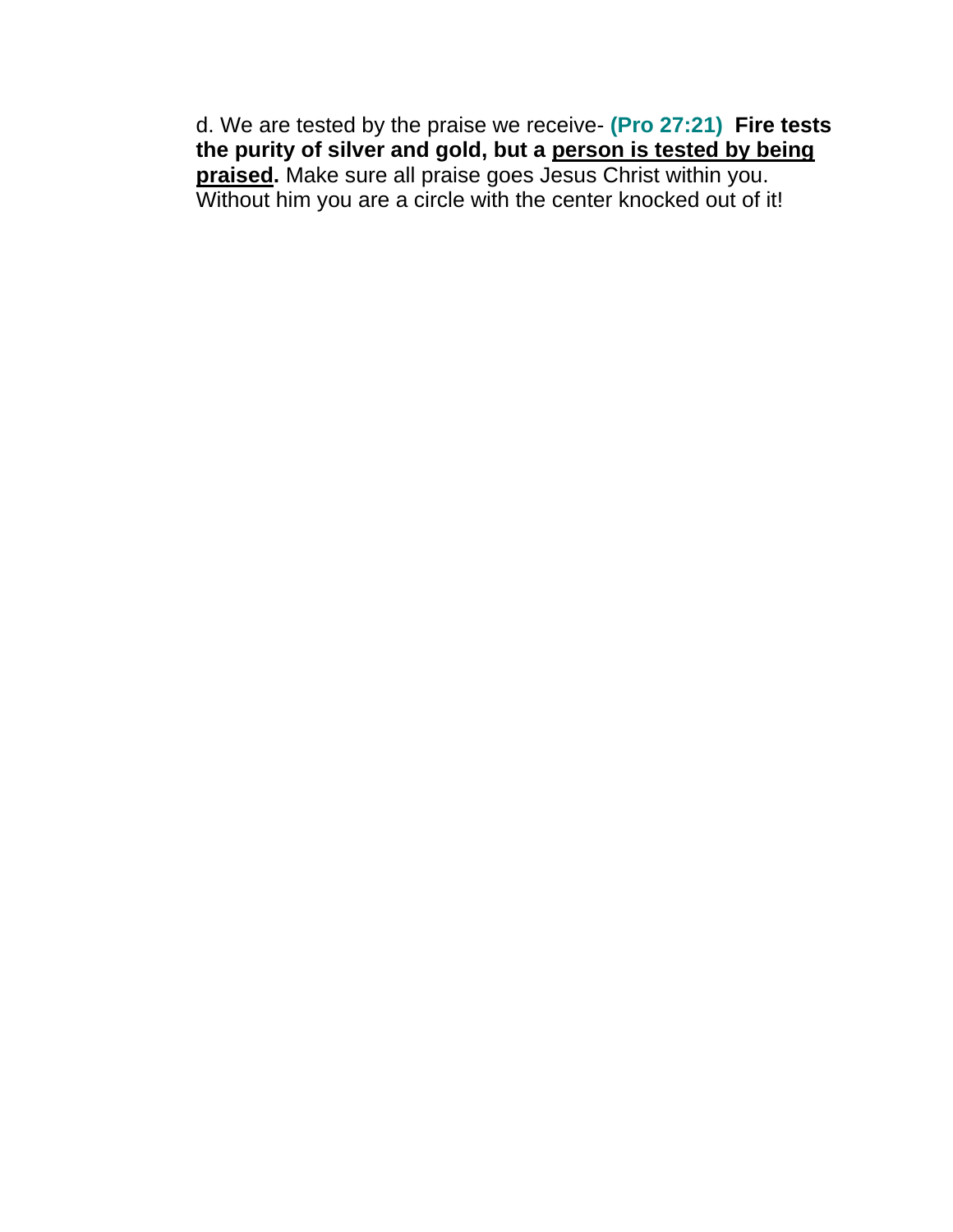d. We are tested by the praise we receive- **(Pro 27:21)** **Fire tests the purity of silver and gold, but a <u>person is tested by being praised</u>.** Make sure all praise goes Jesus Christ within you. Without him you are a circle with the center knocked out of it!